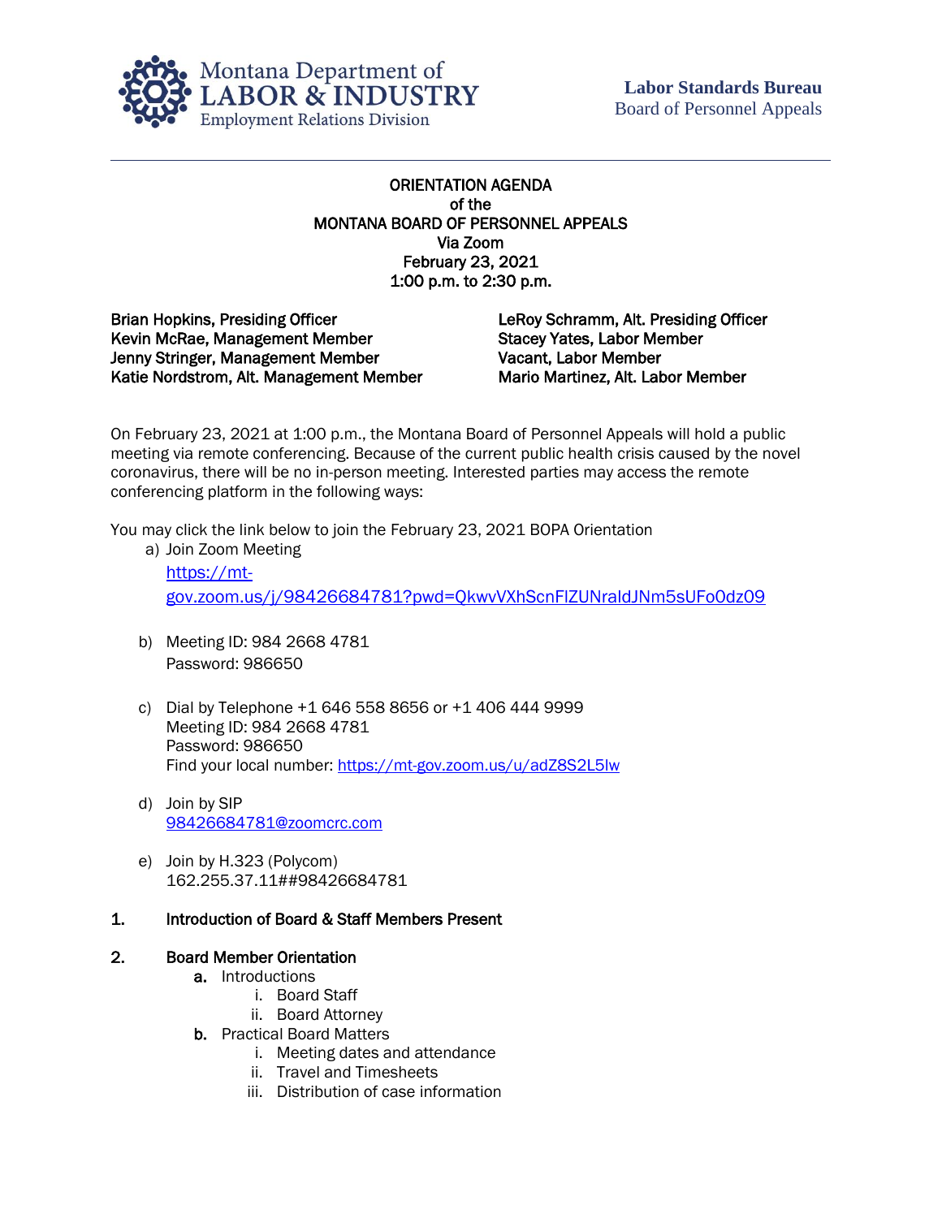Montana Department of LABOR & INDUSTRY
Employment Relations Division

**Labor Standards Bureau**
Board of Personnel Appeals

---

**ORIENTATION AGENDA**
**of the**
**MONTANA BOARD OF PERSONNEL APPEALS**
**Via Zoom**
**February 23, 2021**
**1:00 p.m. to 2:30 p.m.**

**Brian Hopkins, Presiding Officer**
**Kevin McRae, Management Member**
**Jenny Stringer, Management Member**
**Katie Nordstrom, Alt. Management Member**

**LeRoy Schramm, Alt. Presiding Officer**
**Stacey Yates, Labor Member**
**Vacant, Labor Member**
**Mario Martinez, Alt. Labor Member**

On February 23, 2021 at 1:00 p.m., the Montana Board of Personnel Appeals will hold a public meeting via remote conferencing. Because of the current public health crisis caused by the novel coronavirus, there will be no in-person meeting. Interested parties may access the remote conferencing platform in the following ways:

You may click the link below to join the February 23, 2021 BOPA Orientation

a) Join Zoom Meeting
   https://mt-gov.zoom.us/j/98426684781?pwd=QkwvVXhScnFlZUNraldJNm5sUFo0dz09

b) Meeting ID: 984 2668 4781
   Password: 986650

c) Dial by Telephone +1 646 558 8656 or +1 406 444 9999
   Meeting ID: 984 2668 4781
   Password: 986650
   Find your local number: https://mt-gov.zoom.us/u/adZ8S2L5lw

d) Join by SIP
   98426684781@zoomcrc.com

e) Join by H.323 (Polycom)
   162.255.37.11##98426684781

**1. Introduction of Board & Staff Members Present**

**2. Board Member Orientation**
   **a.** Introductions
      i. Board Staff
      ii. Board Attorney
   **b.** Practical Board Matters
      i. Meeting dates and attendance
      ii. Travel and Timesheets
      iii. Distribution of case information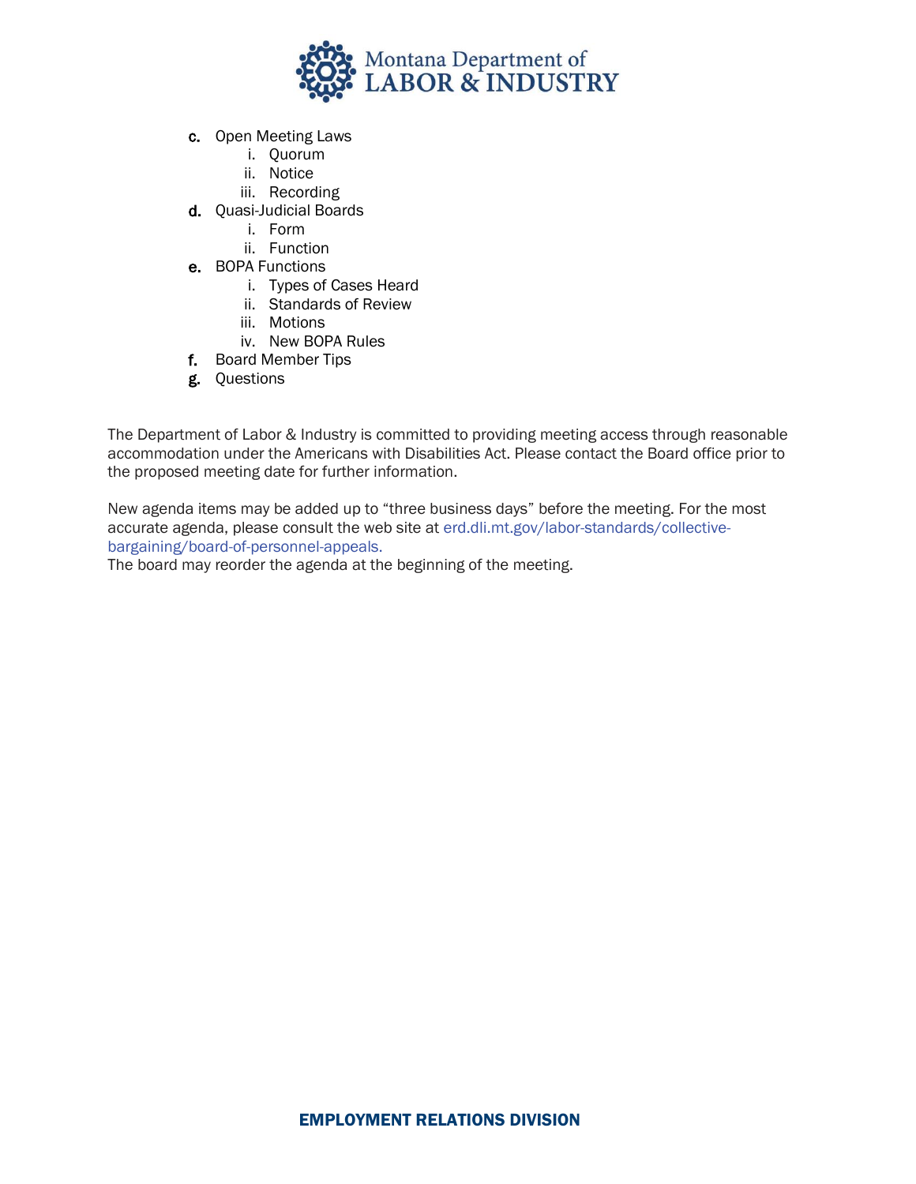c. Open Meeting Laws
    i. Quorum
    ii. Notice
    iii. Recording
d. Quasi-Judicial Boards
    i. Form
    ii. Function
e. BOPA Functions
    i. Types of Cases Heard
    ii. Standards of Review
    iii. Motions
    iv. New BOPA Rules
f. Board Member Tips
g. Questions

The Department of Labor & Industry is committed to providing meeting access through reasonable accommodation under the Americans with Disabilities Act. Please contact the Board office prior to the proposed meeting date for further information.

New agenda items may be added up to "three business days" before the meeting. For the most accurate agenda, please consult the web site at erd.dli.mt.gov/labor-standards/collective-bargaining/board-of-personnel-appeals.
The board may reorder the agenda at the beginning of the meeting.